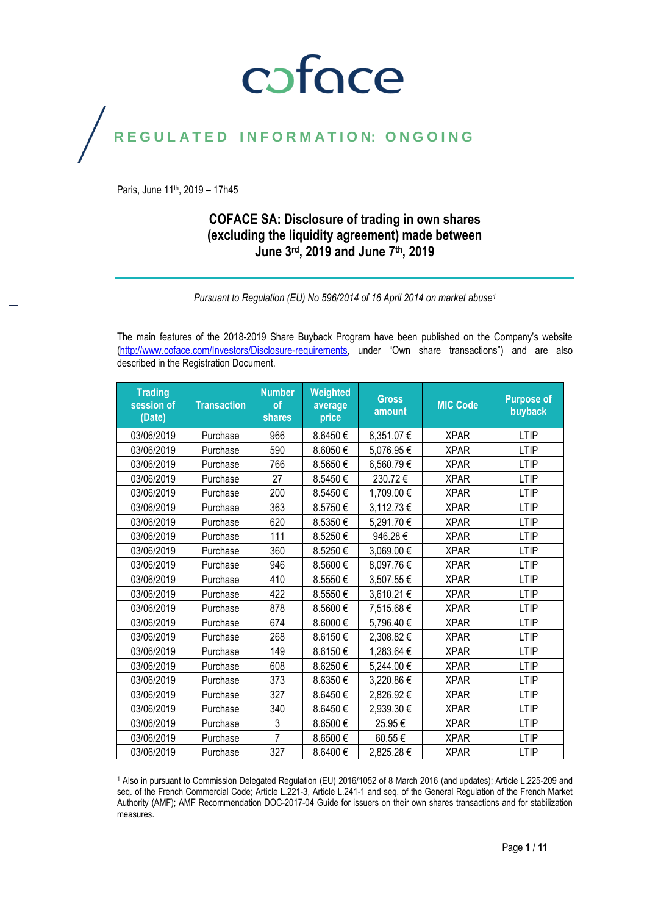coface

REGULATED INFORMATION: ONGOING

Paris, June 11th, 2019 – 17h45

# COFACE SA: Disclosure of trading in own shares (excluding the liquidity agreement) made between June 3rd, 2019 and June 7th, 2019

*Pursuant to Regulation (EU) No 596/2014 of 16 April 2014 on market abuse[1]*

The main features of the 2018-2019 Share Buyback Program have been published on the Company's website (http://www.coface.com/Investors/Disclosure-requirements, under "Own share transactions") and are also described in the Registration Document.

| Trading session of (Date) | Transaction | Number of shares | Weighted average price | Gross amount | MIC Code | Purpose of buyback |
|---|---|---|---|---|---|---|
| 03/06/2019 | Purchase | 966 | 8.6450 € | 8,351.07 € | XPAR | LTIP |
| 03/06/2019 | Purchase | 590 | 8.6050 € | 5,076.95 € | XPAR | LTIP |
| 03/06/2019 | Purchase | 766 | 8.5650 € | 6,560.79 € | XPAR | LTIP |
| 03/06/2019 | Purchase | 27 | 8.5450 € | 230.72 € | XPAR | LTIP |
| 03/06/2019 | Purchase | 200 | 8.5450 € | 1,709.00 € | XPAR | LTIP |
| 03/06/2019 | Purchase | 363 | 8.5750 € | 3,112.73 € | XPAR | LTIP |
| 03/06/2019 | Purchase | 620 | 8.5350 € | 5,291.70 € | XPAR | LTIP |
| 03/06/2019 | Purchase | 111 | 8.5250 € | 946.28 € | XPAR | LTIP |
| 03/06/2019 | Purchase | 360 | 8.5250 € | 3,069.00 € | XPAR | LTIP |
| 03/06/2019 | Purchase | 946 | 8.5600 € | 8,097.76 € | XPAR | LTIP |
| 03/06/2019 | Purchase | 410 | 8.5550 € | 3,507.55 € | XPAR | LTIP |
| 03/06/2019 | Purchase | 422 | 8.5550 € | 3,610.21 € | XPAR | LTIP |
| 03/06/2019 | Purchase | 878 | 8.5600 € | 7,515.68 € | XPAR | LTIP |
| 03/06/2019 | Purchase | 674 | 8.6000 € | 5,796.40 € | XPAR | LTIP |
| 03/06/2019 | Purchase | 268 | 8.6150 € | 2,308.82 € | XPAR | LTIP |
| 03/06/2019 | Purchase | 149 | 8.6150 € | 1,283.64 € | XPAR | LTIP |
| 03/06/2019 | Purchase | 608 | 8.6250 € | 5,244.00 € | XPAR | LTIP |
| 03/06/2019 | Purchase | 373 | 8.6350 € | 3,220.86 € | XPAR | LTIP |
| 03/06/2019 | Purchase | 327 | 8.6450 € | 2,826.92 € | XPAR | LTIP |
| 03/06/2019 | Purchase | 340 | 8.6450 € | 2,939.30 € | XPAR | LTIP |
| 03/06/2019 | Purchase | 3 | 8.6500 € | 25.95 € | XPAR | LTIP |
| 03/06/2019 | Purchase | 7 | 8.6500 € | 60.55 € | XPAR | LTIP |
| 03/06/2019 | Purchase | 327 | 8.6400 € | 2,825.28 € | XPAR | LTIP |

[1] Also in pursuant to Commission Delegated Regulation (EU) 2016/1052 of 8 March 2016 (and updates); Article L.225-209 and seq. of the French Commercial Code; Article L.221-3, Article L.241-1 and seq. of the General Regulation of the French Market Authority (AMF); AMF Recommendation DOC-2017-04 Guide for issuers on their own shares transactions and for stabilization measures.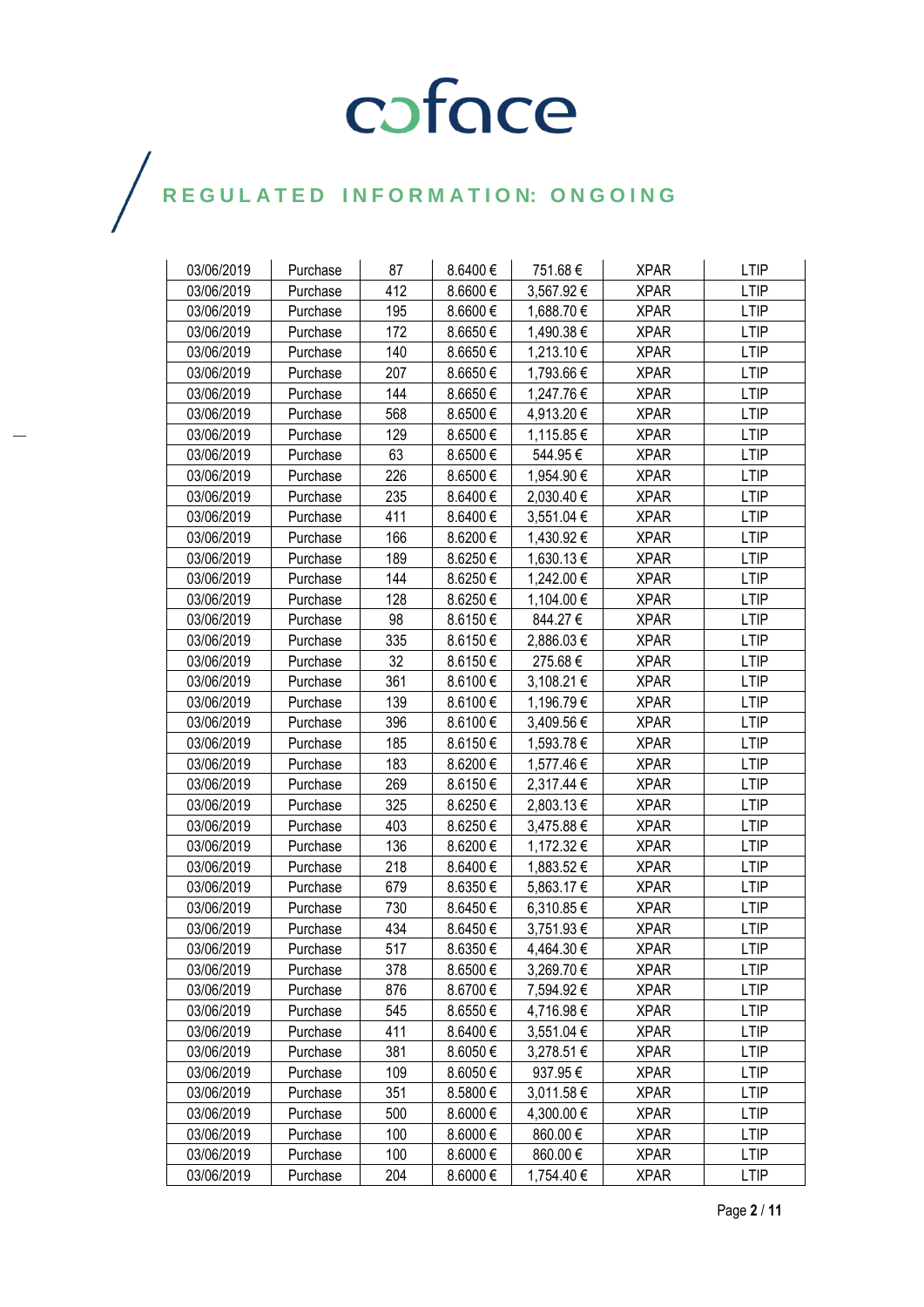# REGULATED INFORMATION: ONGOING

| | | | | | | |
|---|---|---|---|---|---|---|
| 03/06/2019 | Purchase | 87 | 8.6400 € | 751.68 € | XPAR | LTIP |
| 03/06/2019 | Purchase | 412 | 8.6600 € | 3,567.92 € | XPAR | LTIP |
| 03/06/2019 | Purchase | 195 | 8.6600 € | 1,688.70 € | XPAR | LTIP |
| 03/06/2019 | Purchase | 172 | 8.6650 € | 1,490.38 € | XPAR | LTIP |
| 03/06/2019 | Purchase | 140 | 8.6650 € | 1,213.10 € | XPAR | LTIP |
| 03/06/2019 | Purchase | 207 | 8.6650 € | 1,793.66 € | XPAR | LTIP |
| 03/06/2019 | Purchase | 144 | 8.6650 € | 1,247.76 € | XPAR | LTIP |
| 03/06/2019 | Purchase | 568 | 8.6500 € | 4,913.20 € | XPAR | LTIP |
| 03/06/2019 | Purchase | 129 | 8.6500 € | 1,115.85 € | XPAR | LTIP |
| 03/06/2019 | Purchase | 63 | 8.6500 € | 544.95 € | XPAR | LTIP |
| 03/06/2019 | Purchase | 226 | 8.6500 € | 1,954.90 € | XPAR | LTIP |
| 03/06/2019 | Purchase | 235 | 8.6400 € | 2,030.40 € | XPAR | LTIP |
| 03/06/2019 | Purchase | 411 | 8.6400 € | 3,551.04 € | XPAR | LTIP |
| 03/06/2019 | Purchase | 166 | 8.6200 € | 1,430.92 € | XPAR | LTIP |
| 03/06/2019 | Purchase | 189 | 8.6250 € | 1,630.13 € | XPAR | LTIP |
| 03/06/2019 | Purchase | 144 | 8.6250 € | 1,242.00 € | XPAR | LTIP |
| 03/06/2019 | Purchase | 128 | 8.6250 € | 1,104.00 € | XPAR | LTIP |
| 03/06/2019 | Purchase | 98 | 8.6150 € | 844.27 € | XPAR | LTIP |
| 03/06/2019 | Purchase | 335 | 8.6150 € | 2,886.03 € | XPAR | LTIP |
| 03/06/2019 | Purchase | 32 | 8.6150 € | 275.68 € | XPAR | LTIP |
| 03/06/2019 | Purchase | 361 | 8.6100 € | 3,108.21 € | XPAR | LTIP |
| 03/06/2019 | Purchase | 139 | 8.6100 € | 1,196.79 € | XPAR | LTIP |
| 03/06/2019 | Purchase | 396 | 8.6100 € | 3,409.56 € | XPAR | LTIP |
| 03/06/2019 | Purchase | 185 | 8.6150 € | 1,593.78 € | XPAR | LTIP |
| 03/06/2019 | Purchase | 183 | 8.6200 € | 1,577.46 € | XPAR | LTIP |
| 03/06/2019 | Purchase | 269 | 8.6150 € | 2,317.44 € | XPAR | LTIP |
| 03/06/2019 | Purchase | 325 | 8.6250 € | 2,803.13 € | XPAR | LTIP |
| 03/06/2019 | Purchase | 403 | 8.6250 € | 3,475.88 € | XPAR | LTIP |
| 03/06/2019 | Purchase | 136 | 8.6200 € | 1,172.32 € | XPAR | LTIP |
| 03/06/2019 | Purchase | 218 | 8.6400 € | 1,883.52 € | XPAR | LTIP |
| 03/06/2019 | Purchase | 679 | 8.6350 € | 5,863.17 € | XPAR | LTIP |
| 03/06/2019 | Purchase | 730 | 8.6450 € | 6,310.85 € | XPAR | LTIP |
| 03/06/2019 | Purchase | 434 | 8.6450 € | 3,751.93 € | XPAR | LTIP |
| 03/06/2019 | Purchase | 517 | 8.6350 € | 4,464.30 € | XPAR | LTIP |
| 03/06/2019 | Purchase | 378 | 8.6500 € | 3,269.70 € | XPAR | LTIP |
| 03/06/2019 | Purchase | 876 | 8.6700 € | 7,594.92 € | XPAR | LTIP |
| 03/06/2019 | Purchase | 545 | 8.6550 € | 4,716.98 € | XPAR | LTIP |
| 03/06/2019 | Purchase | 411 | 8.6400 € | 3,551.04 € | XPAR | LTIP |
| 03/06/2019 | Purchase | 381 | 8.6050 € | 3,278.51 € | XPAR | LTIP |
| 03/06/2019 | Purchase | 109 | 8.6050 € | 937.95 € | XPAR | LTIP |
| 03/06/2019 | Purchase | 351 | 8.5800 € | 3,011.58 € | XPAR | LTIP |
| 03/06/2019 | Purchase | 500 | 8.6000 € | 4,300.00 € | XPAR | LTIP |
| 03/06/2019 | Purchase | 100 | 8.6000 € | 860.00 € | XPAR | LTIP |
| 03/06/2019 | Purchase | 100 | 8.6000 € | 860.00 € | XPAR | LTIP |
| 03/06/2019 | Purchase | 204 | 8.6000 € | 1,754.40 € | XPAR | LTIP |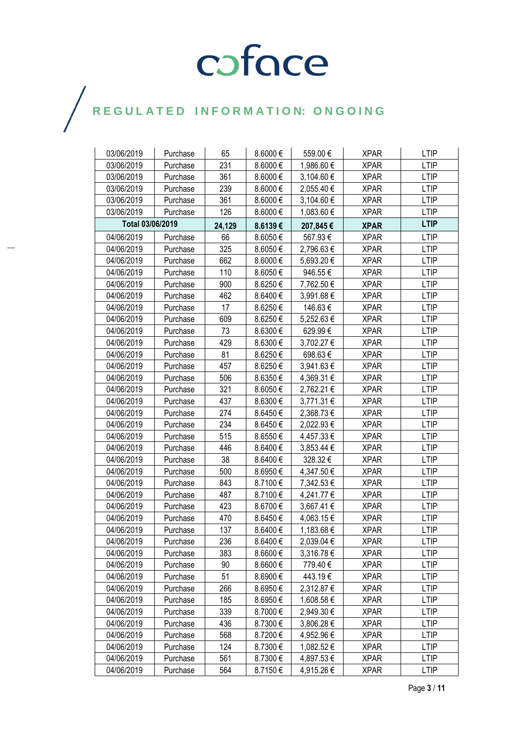| 03/06/2019 | Purchase | 65 | 8.6000 € | 559.00 € | XPAR | LTIP |
|---|---|---|---|---|---|---|
| 03/06/2019 | Purchase | 231 | 8.6000 € | 1,986.60 € | XPAR | LTIP |
| 03/06/2019 | Purchase | 361 | 8.6000 € | 3,104.60 € | XPAR | LTIP |
| 03/06/2019 | Purchase | 239 | 8.6000 € | 2,055.40 € | XPAR | LTIP |
| 03/06/2019 | Purchase | 361 | 8.6000 € | 3,104.60 € | XPAR | LTIP |
| 03/06/2019 | Purchase | 126 | 8.6000 € | 1,083.60 € | XPAR | LTIP |
| **Total 03/06/2019** | | **24,129** | **8.6139 €** | **207,845 €** | **XPAR** | **LTIP** |
| 04/06/2019 | Purchase | 66 | 8.6050 € | 567.93 € | XPAR | LTIP |
| 04/06/2019 | Purchase | 325 | 8.6050 € | 2,796.63 € | XPAR | LTIP |
| 04/06/2019 | Purchase | 662 | 8.6000 € | 5,693.20 € | XPAR | LTIP |
| 04/06/2019 | Purchase | 110 | 8.6050 € | 946.55 € | XPAR | LTIP |
| 04/06/2019 | Purchase | 900 | 8.6250 € | 7,762.50 € | XPAR | LTIP |
| 04/06/2019 | Purchase | 462 | 8.6400 € | 3,991.68 € | XPAR | LTIP |
| 04/06/2019 | Purchase | 17 | 8.6250 € | 146.63 € | XPAR | LTIP |
| 04/06/2019 | Purchase | 609 | 8.6250 € | 5,252.63 € | XPAR | LTIP |
| 04/06/2019 | Purchase | 73 | 8.6300 € | 629.99 € | XPAR | LTIP |
| 04/06/2019 | Purchase | 429 | 8.6300 € | 3,702.27 € | XPAR | LTIP |
| 04/06/2019 | Purchase | 81 | 8.6250 € | 698.63 € | XPAR | LTIP |
| 04/06/2019 | Purchase | 457 | 8.6250 € | 3,941.63 € | XPAR | LTIP |
| 04/06/2019 | Purchase | 506 | 8.6350 € | 4,369.31 € | XPAR | LTIP |
| 04/06/2019 | Purchase | 321 | 8.6050 € | 2,762.21 € | XPAR | LTIP |
| 04/06/2019 | Purchase | 437 | 8.6300 € | 3,771.31 € | XPAR | LTIP |
| 04/06/2019 | Purchase | 274 | 8.6450 € | 2,368.73 € | XPAR | LTIP |
| 04/06/2019 | Purchase | 234 | 8.6450 € | 2,022.93 € | XPAR | LTIP |
| 04/06/2019 | Purchase | 515 | 8.6550 € | 4,457.33 € | XPAR | LTIP |
| 04/06/2019 | Purchase | 446 | 8.6400 € | 3,853.44 € | XPAR | LTIP |
| 04/06/2019 | Purchase | 38 | 8.6400 € | 328.32 € | XPAR | LTIP |
| 04/06/2019 | Purchase | 500 | 8.6950 € | 4,347.50 € | XPAR | LTIP |
| 04/06/2019 | Purchase | 843 | 8.7100 € | 7,342.53 € | XPAR | LTIP |
| 04/06/2019 | Purchase | 487 | 8.7100 € | 4,241.77 € | XPAR | LTIP |
| 04/06/2019 | Purchase | 423 | 8.6700 € | 3,667.41 € | XPAR | LTIP |
| 04/06/2019 | Purchase | 470 | 8.6450 € | 4,063.15 € | XPAR | LTIP |
| 04/06/2019 | Purchase | 137 | 8.6400 € | 1,183.68 € | XPAR | LTIP |
| 04/06/2019 | Purchase | 236 | 8.6400 € | 2,039.04 € | XPAR | LTIP |
| 04/06/2019 | Purchase | 383 | 8.6600 € | 3,316.78 € | XPAR | LTIP |
| 04/06/2019 | Purchase | 90 | 8.6600 € | 779.40 € | XPAR | LTIP |
| 04/06/2019 | Purchase | 51 | 8.6900 € | 443.19 € | XPAR | LTIP |
| 04/06/2019 | Purchase | 266 | 8.6950 € | 2,312.87 € | XPAR | LTIP |
| 04/06/2019 | Purchase | 185 | 8.6950 € | 1,608.58 € | XPAR | LTIP |
| 04/06/2019 | Purchase | 339 | 8.7000 € | 2,949.30 € | XPAR | LTIP |
| 04/06/2019 | Purchase | 436 | 8.7300 € | 3,806.28 € | XPAR | LTIP |
| 04/06/2019 | Purchase | 568 | 8.7200 € | 4,952.96 € | XPAR | LTIP |
| 04/06/2019 | Purchase | 124 | 8.7300 € | 1,082.52 € | XPAR | LTIP |
| 04/06/2019 | Purchase | 561 | 8.7300 € | 4,897.53 € | XPAR | LTIP |
| 04/06/2019 | Purchase | 564 | 8.7150 € | 4,915.26 € | XPAR | LTIP |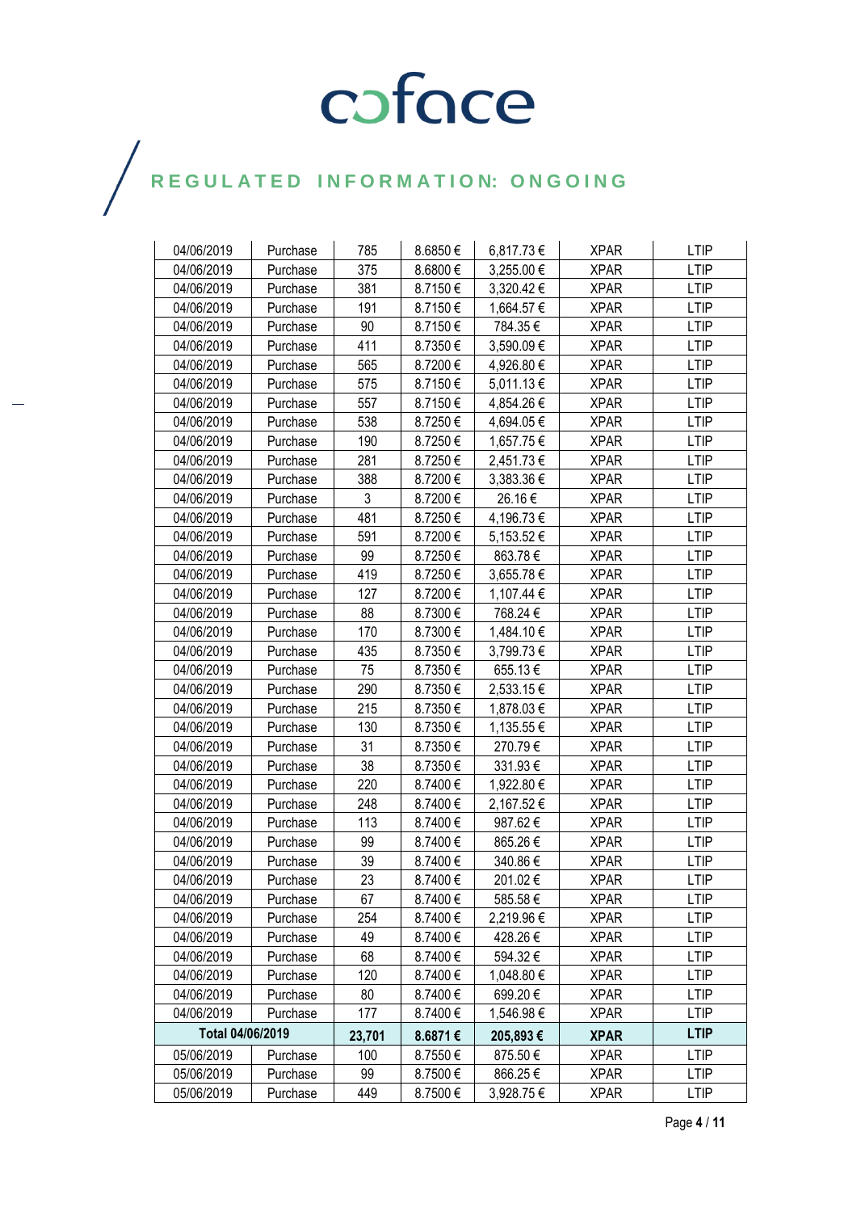# REGULATED INFORMATION: ONGOING

| | | | | | | |
|---|---|---|---|---|---|---|
| 04/06/2019 | Purchase | 785 | 8.6850 € | 6,817.73 € | XPAR | LTIP |
| 04/06/2019 | Purchase | 375 | 8.6800 € | 3,255.00 € | XPAR | LTIP |
| 04/06/2019 | Purchase | 381 | 8.7150 € | 3,320.42 € | XPAR | LTIP |
| 04/06/2019 | Purchase | 191 | 8.7150 € | 1,664.57 € | XPAR | LTIP |
| 04/06/2019 | Purchase | 90 | 8.7150 € | 784.35 € | XPAR | LTIP |
| 04/06/2019 | Purchase | 411 | 8.7350 € | 3,590.09 € | XPAR | LTIP |
| 04/06/2019 | Purchase | 565 | 8.7200 € | 4,926.80 € | XPAR | LTIP |
| 04/06/2019 | Purchase | 575 | 8.7150 € | 5,011.13 € | XPAR | LTIP |
| 04/06/2019 | Purchase | 557 | 8.7150 € | 4,854.26 € | XPAR | LTIP |
| 04/06/2019 | Purchase | 538 | 8.7250 € | 4,694.05 € | XPAR | LTIP |
| 04/06/2019 | Purchase | 190 | 8.7250 € | 1,657.75 € | XPAR | LTIP |
| 04/06/2019 | Purchase | 281 | 8.7250 € | 2,451.73 € | XPAR | LTIP |
| 04/06/2019 | Purchase | 388 | 8.7200 € | 3,383.36 € | XPAR | LTIP |
| 04/06/2019 | Purchase | 3 | 8.7200 € | 26.16 € | XPAR | LTIP |
| 04/06/2019 | Purchase | 481 | 8.7250 € | 4,196.73 € | XPAR | LTIP |
| 04/06/2019 | Purchase | 591 | 8.7200 € | 5,153.52 € | XPAR | LTIP |
| 04/06/2019 | Purchase | 99 | 8.7250 € | 863.78 € | XPAR | LTIP |
| 04/06/2019 | Purchase | 419 | 8.7250 € | 3,655.78 € | XPAR | LTIP |
| 04/06/2019 | Purchase | 127 | 8.7200 € | 1,107.44 € | XPAR | LTIP |
| 04/06/2019 | Purchase | 88 | 8.7300 € | 768.24 € | XPAR | LTIP |
| 04/06/2019 | Purchase | 170 | 8.7300 € | 1,484.10 € | XPAR | LTIP |
| 04/06/2019 | Purchase | 435 | 8.7350 € | 3,799.73 € | XPAR | LTIP |
| 04/06/2019 | Purchase | 75 | 8.7350 € | 655.13 € | XPAR | LTIP |
| 04/06/2019 | Purchase | 290 | 8.7350 € | 2,533.15 € | XPAR | LTIP |
| 04/06/2019 | Purchase | 215 | 8.7350 € | 1,878.03 € | XPAR | LTIP |
| 04/06/2019 | Purchase | 130 | 8.7350 € | 1,135.55 € | XPAR | LTIP |
| 04/06/2019 | Purchase | 31 | 8.7350 € | 270.79 € | XPAR | LTIP |
| 04/06/2019 | Purchase | 38 | 8.7350 € | 331.93 € | XPAR | LTIP |
| 04/06/2019 | Purchase | 220 | 8.7400 € | 1,922.80 € | XPAR | LTIP |
| 04/06/2019 | Purchase | 248 | 8.7400 € | 2,167.52 € | XPAR | LTIP |
| 04/06/2019 | Purchase | 113 | 8.7400 € | 987.62 € | XPAR | LTIP |
| 04/06/2019 | Purchase | 99 | 8.7400 € | 865.26 € | XPAR | LTIP |
| 04/06/2019 | Purchase | 39 | 8.7400 € | 340.86 € | XPAR | LTIP |
| 04/06/2019 | Purchase | 23 | 8.7400 € | 201.02 € | XPAR | LTIP |
| 04/06/2019 | Purchase | 67 | 8.7400 € | 585.58 € | XPAR | LTIP |
| 04/06/2019 | Purchase | 254 | 8.7400 € | 2,219.96 € | XPAR | LTIP |
| 04/06/2019 | Purchase | 49 | 8.7400 € | 428.26 € | XPAR | LTIP |
| 04/06/2019 | Purchase | 68 | 8.7400 € | 594.32 € | XPAR | LTIP |
| 04/06/2019 | Purchase | 120 | 8.7400 € | 1,048.80 € | XPAR | LTIP |
| 04/06/2019 | Purchase | 80 | 8.7400 € | 699.20 € | XPAR | LTIP |
| 04/06/2019 | Purchase | 177 | 8.7400 € | 1,546.98 € | XPAR | LTIP |
| **Total 04/06/2019** | | **23,701** | **8.6871 €** | **205,893 €** | **XPAR** | **LTIP** |
| 05/06/2019 | Purchase | 100 | 8.7550 € | 875.50 € | XPAR | LTIP |
| 05/06/2019 | Purchase | 99 | 8.7500 € | 866.25 € | XPAR | LTIP |
| 05/06/2019 | Purchase | 449 | 8.7500 € | 3,928.75 € | XPAR | LTIP |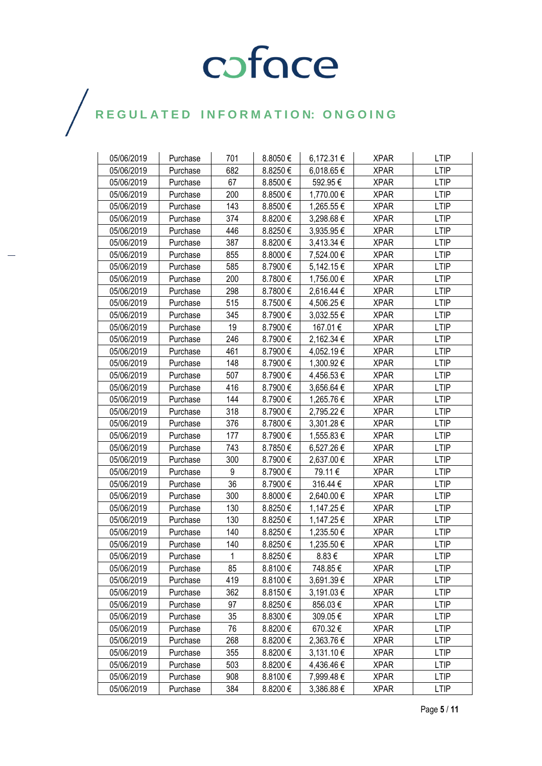| 05/06/2019 | Purchase | 701 | 8.8050 € | 6,172.31 € | XPAR | LTIP |
|---|---|---|---|---|---|---|
| 05/06/2019 | Purchase | 682 | 8.8250 € | 6,018.65 € | XPAR | LTIP |
| 05/06/2019 | Purchase | 67 | 8.8500 € | 592.95 € | XPAR | LTIP |
| 05/06/2019 | Purchase | 200 | 8.8500 € | 1,770.00 € | XPAR | LTIP |
| 05/06/2019 | Purchase | 143 | 8.8500 € | 1,265.55 € | XPAR | LTIP |
| 05/06/2019 | Purchase | 374 | 8.8200 € | 3,298.68 € | XPAR | LTIP |
| 05/06/2019 | Purchase | 446 | 8.8250 € | 3,935.95 € | XPAR | LTIP |
| 05/06/2019 | Purchase | 387 | 8.8200 € | 3,413.34 € | XPAR | LTIP |
| 05/06/2019 | Purchase | 855 | 8.8000 € | 7,524.00 € | XPAR | LTIP |
| 05/06/2019 | Purchase | 585 | 8.7900 € | 5,142.15 € | XPAR | LTIP |
| 05/06/2019 | Purchase | 200 | 8.7800 € | 1,756.00 € | XPAR | LTIP |
| 05/06/2019 | Purchase | 298 | 8.7800 € | 2,616.44 € | XPAR | LTIP |
| 05/06/2019 | Purchase | 515 | 8.7500 € | 4,506.25 € | XPAR | LTIP |
| 05/06/2019 | Purchase | 345 | 8.7900 € | 3,032.55 € | XPAR | LTIP |
| 05/06/2019 | Purchase | 19 | 8.7900 € | 167.01 € | XPAR | LTIP |
| 05/06/2019 | Purchase | 246 | 8.7900 € | 2,162.34 € | XPAR | LTIP |
| 05/06/2019 | Purchase | 461 | 8.7900 € | 4,052.19 € | XPAR | LTIP |
| 05/06/2019 | Purchase | 148 | 8.7900 € | 1,300.92 € | XPAR | LTIP |
| 05/06/2019 | Purchase | 507 | 8.7900 € | 4,456.53 € | XPAR | LTIP |
| 05/06/2019 | Purchase | 416 | 8.7900 € | 3,656.64 € | XPAR | LTIP |
| 05/06/2019 | Purchase | 144 | 8.7900 € | 1,265.76 € | XPAR | LTIP |
| 05/06/2019 | Purchase | 318 | 8.7900 € | 2,795.22 € | XPAR | LTIP |
| 05/06/2019 | Purchase | 376 | 8.7800 € | 3,301.28 € | XPAR | LTIP |
| 05/06/2019 | Purchase | 177 | 8.7900 € | 1,555.83 € | XPAR | LTIP |
| 05/06/2019 | Purchase | 743 | 8.7850 € | 6,527.26 € | XPAR | LTIP |
| 05/06/2019 | Purchase | 300 | 8.7900 € | 2,637.00 € | XPAR | LTIP |
| 05/06/2019 | Purchase | 9 | 8.7900 € | 79.11 € | XPAR | LTIP |
| 05/06/2019 | Purchase | 36 | 8.7900 € | 316.44 € | XPAR | LTIP |
| 05/06/2019 | Purchase | 300 | 8.8000 € | 2,640.00 € | XPAR | LTIP |
| 05/06/2019 | Purchase | 130 | 8.8250 € | 1,147.25 € | XPAR | LTIP |
| 05/06/2019 | Purchase | 130 | 8.8250 € | 1,147.25 € | XPAR | LTIP |
| 05/06/2019 | Purchase | 140 | 8.8250 € | 1,235.50 € | XPAR | LTIP |
| 05/06/2019 | Purchase | 140 | 8.8250 € | 1,235.50 € | XPAR | LTIP |
| 05/06/2019 | Purchase | 1 | 8.8250 € | 8.83 € | XPAR | LTIP |
| 05/06/2019 | Purchase | 85 | 8.8100 € | 748.85 € | XPAR | LTIP |
| 05/06/2019 | Purchase | 419 | 8.8100 € | 3,691.39 € | XPAR | LTIP |
| 05/06/2019 | Purchase | 362 | 8.8150 € | 3,191.03 € | XPAR | LTIP |
| 05/06/2019 | Purchase | 97 | 8.8250 € | 856.03 € | XPAR | LTIP |
| 05/06/2019 | Purchase | 35 | 8.8300 € | 309.05 € | XPAR | LTIP |
| 05/06/2019 | Purchase | 76 | 8.8200 € | 670.32 € | XPAR | LTIP |
| 05/06/2019 | Purchase | 268 | 8.8200 € | 2,363.76 € | XPAR | LTIP |
| 05/06/2019 | Purchase | 355 | 8.8200 € | 3,131.10 € | XPAR | LTIP |
| 05/06/2019 | Purchase | 503 | 8.8200 € | 4,436.46 € | XPAR | LTIP |
| 05/06/2019 | Purchase | 908 | 8.8100 € | 7,999.48 € | XPAR | LTIP |
| 05/06/2019 | Purchase | 384 | 8.8200 € | 3,386.88 € | XPAR | LTIP |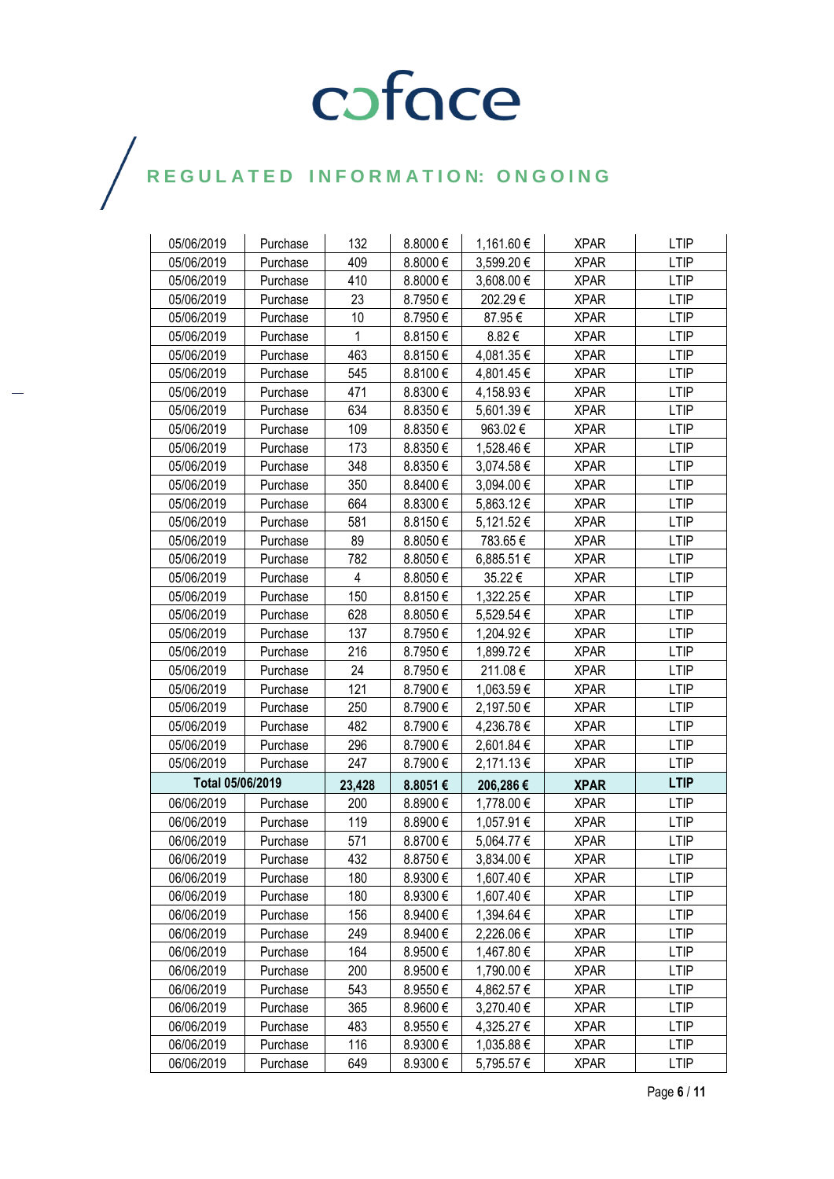# coface

## REGULATED INFORMATION: ONGOING

| | | | | | | |
|---|---|---|---|---|---|---|
| 05/06/2019 | Purchase | 132 | 8.8000 € | 1,161.60 € | XPAR | LTIP |
| 05/06/2019 | Purchase | 409 | 8.8000 € | 3,599.20 € | XPAR | LTIP |
| 05/06/2019 | Purchase | 410 | 8.8000 € | 3,608.00 € | XPAR | LTIP |
| 05/06/2019 | Purchase | 23 | 8.7950 € | 202.29 € | XPAR | LTIP |
| 05/06/2019 | Purchase | 10 | 8.7950 € | 87.95 € | XPAR | LTIP |
| 05/06/2019 | Purchase | 1 | 8.8150 € | 8.82 € | XPAR | LTIP |
| 05/06/2019 | Purchase | 463 | 8.8150 € | 4,081.35 € | XPAR | LTIP |
| 05/06/2019 | Purchase | 545 | 8.8100 € | 4,801.45 € | XPAR | LTIP |
| 05/06/2019 | Purchase | 471 | 8.8300 € | 4,158.93 € | XPAR | LTIP |
| 05/06/2019 | Purchase | 634 | 8.8350 € | 5,601.39 € | XPAR | LTIP |
| 05/06/2019 | Purchase | 109 | 8.8350 € | 963.02 € | XPAR | LTIP |
| 05/06/2019 | Purchase | 173 | 8.8350 € | 1,528.46 € | XPAR | LTIP |
| 05/06/2019 | Purchase | 348 | 8.8350 € | 3,074.58 € | XPAR | LTIP |
| 05/06/2019 | Purchase | 350 | 8.8400 € | 3,094.00 € | XPAR | LTIP |
| 05/06/2019 | Purchase | 664 | 8.8300 € | 5,863.12 € | XPAR | LTIP |
| 05/06/2019 | Purchase | 581 | 8.8150 € | 5,121.52 € | XPAR | LTIP |
| 05/06/2019 | Purchase | 89 | 8.8050 € | 783.65 € | XPAR | LTIP |
| 05/06/2019 | Purchase | 782 | 8.8050 € | 6,885.51 € | XPAR | LTIP |
| 05/06/2019 | Purchase | 4 | 8.8050 € | 35.22 € | XPAR | LTIP |
| 05/06/2019 | Purchase | 150 | 8.8150 € | 1,322.25 € | XPAR | LTIP |
| 05/06/2019 | Purchase | 628 | 8.8050 € | 5,529.54 € | XPAR | LTIP |
| 05/06/2019 | Purchase | 137 | 8.7950 € | 1,204.92 € | XPAR | LTIP |
| 05/06/2019 | Purchase | 216 | 8.7950 € | 1,899.72 € | XPAR | LTIP |
| 05/06/2019 | Purchase | 24 | 8.7950 € | 211.08 € | XPAR | LTIP |
| 05/06/2019 | Purchase | 121 | 8.7900 € | 1,063.59 € | XPAR | LTIP |
| 05/06/2019 | Purchase | 250 | 8.7900 € | 2,197.50 € | XPAR | LTIP |
| 05/06/2019 | Purchase | 482 | 8.7900 € | 4,236.78 € | XPAR | LTIP |
| 05/06/2019 | Purchase | 296 | 8.7900 € | 2,601.84 € | XPAR | LTIP |
| 05/06/2019 | Purchase | 247 | 8.7900 € | 2,171.13 € | XPAR | LTIP |
| **Total 05/06/2019** | | **23,428** | **8.8051 €** | **206,286 €** | **XPAR** | **LTIP** |
| 06/06/2019 | Purchase | 200 | 8.8900 € | 1,778.00 € | XPAR | LTIP |
| 06/06/2019 | Purchase | 119 | 8.8900 € | 1,057.91 € | XPAR | LTIP |
| 06/06/2019 | Purchase | 571 | 8.8700 € | 5,064.77 € | XPAR | LTIP |
| 06/06/2019 | Purchase | 432 | 8.8750 € | 3,834.00 € | XPAR | LTIP |
| 06/06/2019 | Purchase | 180 | 8.9300 € | 1,607.40 € | XPAR | LTIP |
| 06/06/2019 | Purchase | 180 | 8.9300 € | 1,607.40 € | XPAR | LTIP |
| 06/06/2019 | Purchase | 156 | 8.9400 € | 1,394.64 € | XPAR | LTIP |
| 06/06/2019 | Purchase | 249 | 8.9400 € | 2,226.06 € | XPAR | LTIP |
| 06/06/2019 | Purchase | 164 | 8.9500 € | 1,467.80 € | XPAR | LTIP |
| 06/06/2019 | Purchase | 200 | 8.9500 € | 1,790.00 € | XPAR | LTIP |
| 06/06/2019 | Purchase | 543 | 8.9550 € | 4,862.57 € | XPAR | LTIP |
| 06/06/2019 | Purchase | 365 | 8.9600 € | 3,270.40 € | XPAR | LTIP |
| 06/06/2019 | Purchase | 483 | 8.9550 € | 4,325.27 € | XPAR | LTIP |
| 06/06/2019 | Purchase | 116 | 8.9300 € | 1,035.88 € | XPAR | LTIP |
| 06/06/2019 | Purchase | 649 | 8.9300 € | 5,795.57 € | XPAR | LTIP |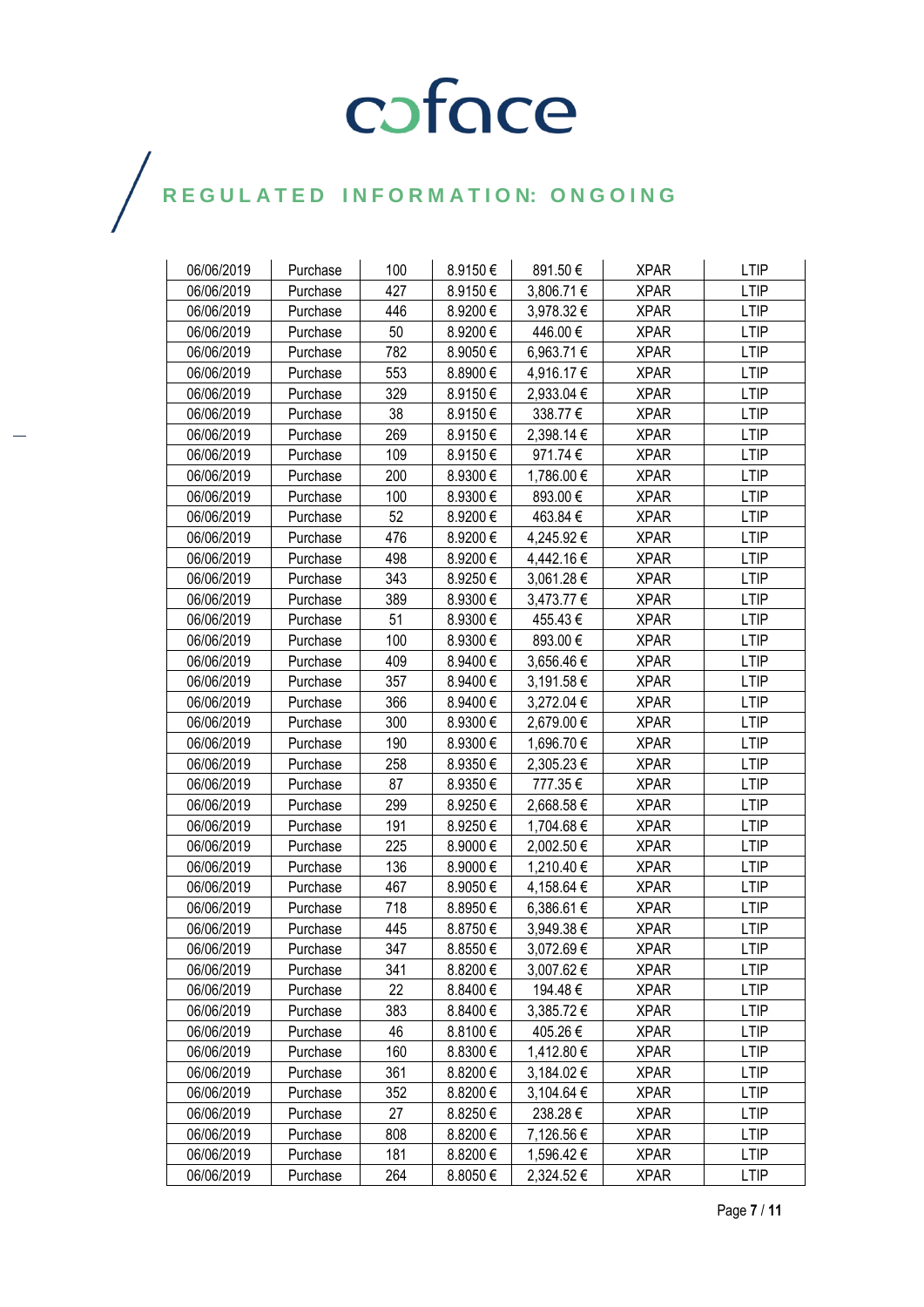| 06/06/2019 | Purchase | 100 | 8.9150 € | 891.50 € | XPAR | LTIP |
|---|---|---|---|---|---|---|
| 06/06/2019 | Purchase | 427 | 8.9150 € | 3,806.71 € | XPAR | LTIP |
| 06/06/2019 | Purchase | 446 | 8.9200 € | 3,978.32 € | XPAR | LTIP |
| 06/06/2019 | Purchase | 50 | 8.9200 € | 446.00 € | XPAR | LTIP |
| 06/06/2019 | Purchase | 782 | 8.9050 € | 6,963.71 € | XPAR | LTIP |
| 06/06/2019 | Purchase | 553 | 8.8900 € | 4,916.17 € | XPAR | LTIP |
| 06/06/2019 | Purchase | 329 | 8.9150 € | 2,933.04 € | XPAR | LTIP |
| 06/06/2019 | Purchase | 38 | 8.9150 € | 338.77 € | XPAR | LTIP |
| 06/06/2019 | Purchase | 269 | 8.9150 € | 2,398.14 € | XPAR | LTIP |
| 06/06/2019 | Purchase | 109 | 8.9150 € | 971.74 € | XPAR | LTIP |
| 06/06/2019 | Purchase | 200 | 8.9300 € | 1,786.00 € | XPAR | LTIP |
| 06/06/2019 | Purchase | 100 | 8.9300 € | 893.00 € | XPAR | LTIP |
| 06/06/2019 | Purchase | 52 | 8.9200 € | 463.84 € | XPAR | LTIP |
| 06/06/2019 | Purchase | 476 | 8.9200 € | 4,245.92 € | XPAR | LTIP |
| 06/06/2019 | Purchase | 498 | 8.9200 € | 4,442.16 € | XPAR | LTIP |
| 06/06/2019 | Purchase | 343 | 8.9250 € | 3,061.28 € | XPAR | LTIP |
| 06/06/2019 | Purchase | 389 | 8.9300 € | 3,473.77 € | XPAR | LTIP |
| 06/06/2019 | Purchase | 51 | 8.9300 € | 455.43 € | XPAR | LTIP |
| 06/06/2019 | Purchase | 100 | 8.9300 € | 893.00 € | XPAR | LTIP |
| 06/06/2019 | Purchase | 409 | 8.9400 € | 3,656.46 € | XPAR | LTIP |
| 06/06/2019 | Purchase | 357 | 8.9400 € | 3,191.58 € | XPAR | LTIP |
| 06/06/2019 | Purchase | 366 | 8.9400 € | 3,272.04 € | XPAR | LTIP |
| 06/06/2019 | Purchase | 300 | 8.9300 € | 2,679.00 € | XPAR | LTIP |
| 06/06/2019 | Purchase | 190 | 8.9300 € | 1,696.70 € | XPAR | LTIP |
| 06/06/2019 | Purchase | 258 | 8.9350 € | 2,305.23 € | XPAR | LTIP |
| 06/06/2019 | Purchase | 87 | 8.9350 € | 777.35 € | XPAR | LTIP |
| 06/06/2019 | Purchase | 299 | 8.9250 € | 2,668.58 € | XPAR | LTIP |
| 06/06/2019 | Purchase | 191 | 8.9250 € | 1,704.68 € | XPAR | LTIP |
| 06/06/2019 | Purchase | 225 | 8.9000 € | 2,002.50 € | XPAR | LTIP |
| 06/06/2019 | Purchase | 136 | 8.9000 € | 1,210.40 € | XPAR | LTIP |
| 06/06/2019 | Purchase | 467 | 8.9050 € | 4,158.64 € | XPAR | LTIP |
| 06/06/2019 | Purchase | 718 | 8.8950 € | 6,386.61 € | XPAR | LTIP |
| 06/06/2019 | Purchase | 445 | 8.8750 € | 3,949.38 € | XPAR | LTIP |
| 06/06/2019 | Purchase | 347 | 8.8550 € | 3,072.69 € | XPAR | LTIP |
| 06/06/2019 | Purchase | 341 | 8.8200 € | 3,007.62 € | XPAR | LTIP |
| 06/06/2019 | Purchase | 22 | 8.8400 € | 194.48 € | XPAR | LTIP |
| 06/06/2019 | Purchase | 383 | 8.8400 € | 3,385.72 € | XPAR | LTIP |
| 06/06/2019 | Purchase | 46 | 8.8100 € | 405.26 € | XPAR | LTIP |
| 06/06/2019 | Purchase | 160 | 8.8300 € | 1,412.80 € | XPAR | LTIP |
| 06/06/2019 | Purchase | 361 | 8.8200 € | 3,184.02 € | XPAR | LTIP |
| 06/06/2019 | Purchase | 352 | 8.8200 € | 3,104.64 € | XPAR | LTIP |
| 06/06/2019 | Purchase | 27 | 8.8250 € | 238.28 € | XPAR | LTIP |
| 06/06/2019 | Purchase | 808 | 8.8200 € | 7,126.56 € | XPAR | LTIP |
| 06/06/2019 | Purchase | 181 | 8.8200 € | 1,596.42 € | XPAR | LTIP |
| 06/06/2019 | Purchase | 264 | 8.8050 € | 2,324.52 € | XPAR | LTIP |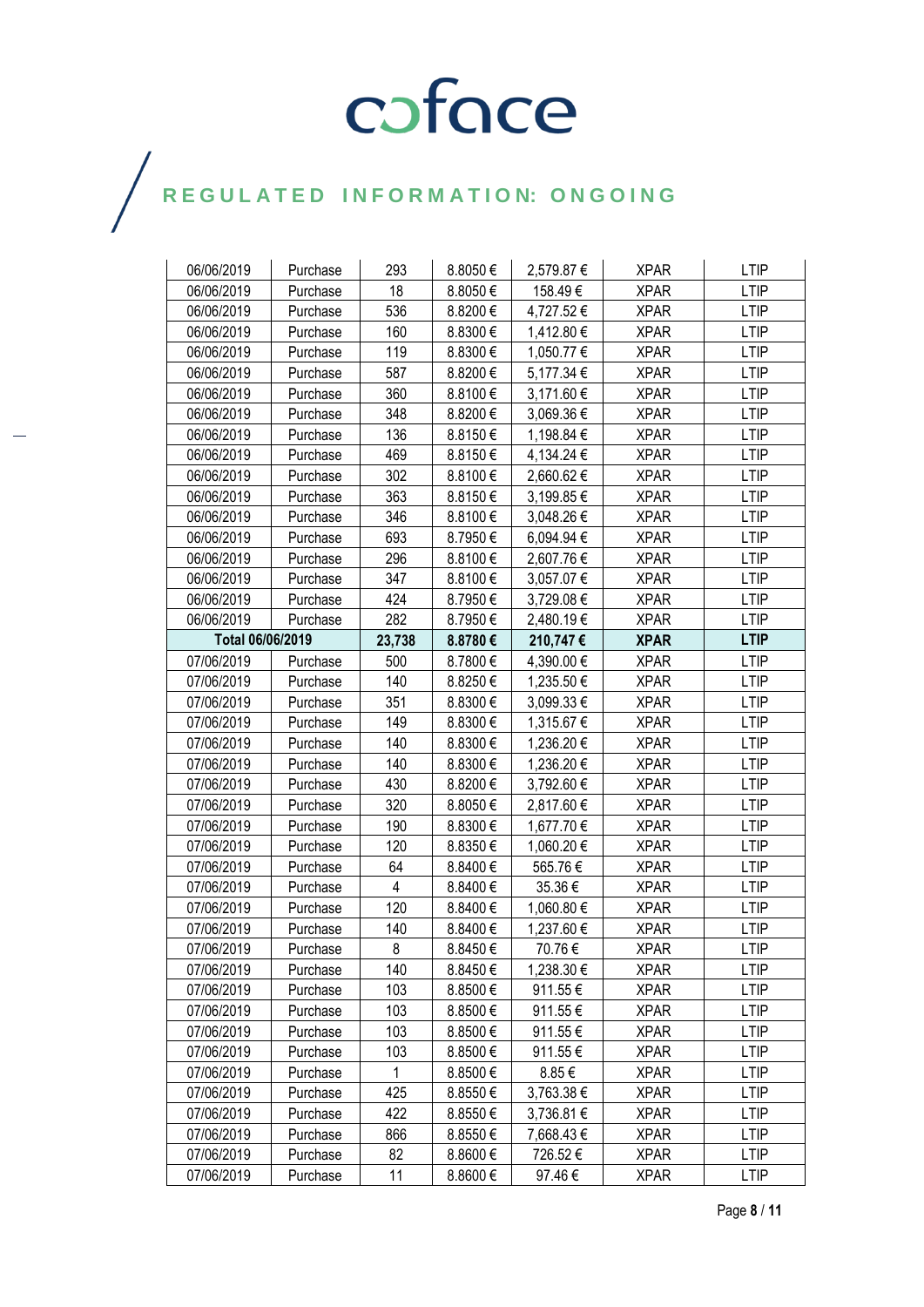# REGULATED INFORMATION: ONGOING

| | | | | | | |
|---|---|---|---|---|---|---|
| 06/06/2019 | Purchase | 293 | 8.8050 € | 2,579.87 € | XPAR | LTIP |
| 06/06/2019 | Purchase | 18 | 8.8050 € | 158.49 € | XPAR | LTIP |
| 06/06/2019 | Purchase | 536 | 8.8200 € | 4,727.52 € | XPAR | LTIP |
| 06/06/2019 | Purchase | 160 | 8.8300 € | 1,412.80 € | XPAR | LTIP |
| 06/06/2019 | Purchase | 119 | 8.8300 € | 1,050.77 € | XPAR | LTIP |
| 06/06/2019 | Purchase | 587 | 8.8200 € | 5,177.34 € | XPAR | LTIP |
| 06/06/2019 | Purchase | 360 | 8.8100 € | 3,171.60 € | XPAR | LTIP |
| 06/06/2019 | Purchase | 348 | 8.8200 € | 3,069.36 € | XPAR | LTIP |
| 06/06/2019 | Purchase | 136 | 8.8150 € | 1,198.84 € | XPAR | LTIP |
| 06/06/2019 | Purchase | 469 | 8.8150 € | 4,134.24 € | XPAR | LTIP |
| 06/06/2019 | Purchase | 302 | 8.8100 € | 2,660.62 € | XPAR | LTIP |
| 06/06/2019 | Purchase | 363 | 8.8150 € | 3,199.85 € | XPAR | LTIP |
| 06/06/2019 | Purchase | 346 | 8.8100 € | 3,048.26 € | XPAR | LTIP |
| 06/06/2019 | Purchase | 693 | 8.7950 € | 6,094.94 € | XPAR | LTIP |
| 06/06/2019 | Purchase | 296 | 8.8100 € | 2,607.76 € | XPAR | LTIP |
| 06/06/2019 | Purchase | 347 | 8.8100 € | 3,057.07 € | XPAR | LTIP |
| 06/06/2019 | Purchase | 424 | 8.7950 € | 3,729.08 € | XPAR | LTIP |
| 06/06/2019 | Purchase | 282 | 8.7950 € | 2,480.19 € | XPAR | LTIP |
| **Total 06/06/2019** | | **23,738** | **8.8780 €** | **210,747 €** | **XPAR** | **LTIP** |
| 07/06/2019 | Purchase | 500 | 8.7800 € | 4,390.00 € | XPAR | LTIP |
| 07/06/2019 | Purchase | 140 | 8.8250 € | 1,235.50 € | XPAR | LTIP |
| 07/06/2019 | Purchase | 351 | 8.8300 € | 3,099.33 € | XPAR | LTIP |
| 07/06/2019 | Purchase | 149 | 8.8300 € | 1,315.67 € | XPAR | LTIP |
| 07/06/2019 | Purchase | 140 | 8.8300 € | 1,236.20 € | XPAR | LTIP |
| 07/06/2019 | Purchase | 140 | 8.8300 € | 1,236.20 € | XPAR | LTIP |
| 07/06/2019 | Purchase | 430 | 8.8200 € | 3,792.60 € | XPAR | LTIP |
| 07/06/2019 | Purchase | 320 | 8.8050 € | 2,817.60 € | XPAR | LTIP |
| 07/06/2019 | Purchase | 190 | 8.8300 € | 1,677.70 € | XPAR | LTIP |
| 07/06/2019 | Purchase | 120 | 8.8350 € | 1,060.20 € | XPAR | LTIP |
| 07/06/2019 | Purchase | 64 | 8.8400 € | 565.76 € | XPAR | LTIP |
| 07/06/2019 | Purchase | 4 | 8.8400 € | 35.36 € | XPAR | LTIP |
| 07/06/2019 | Purchase | 120 | 8.8400 € | 1,060.80 € | XPAR | LTIP |
| 07/06/2019 | Purchase | 140 | 8.8400 € | 1,237.60 € | XPAR | LTIP |
| 07/06/2019 | Purchase | 8 | 8.8450 € | 70.76 € | XPAR | LTIP |
| 07/06/2019 | Purchase | 140 | 8.8450 € | 1,238.30 € | XPAR | LTIP |
| 07/06/2019 | Purchase | 103 | 8.8500 € | 911.55 € | XPAR | LTIP |
| 07/06/2019 | Purchase | 103 | 8.8500 € | 911.55 € | XPAR | LTIP |
| 07/06/2019 | Purchase | 103 | 8.8500 € | 911.55 € | XPAR | LTIP |
| 07/06/2019 | Purchase | 103 | 8.8500 € | 911.55 € | XPAR | LTIP |
| 07/06/2019 | Purchase | 1 | 8.8500 € | 8.85 € | XPAR | LTIP |
| 07/06/2019 | Purchase | 425 | 8.8550 € | 3,763.38 € | XPAR | LTIP |
| 07/06/2019 | Purchase | 422 | 8.8550 € | 3,736.81 € | XPAR | LTIP |
| 07/06/2019 | Purchase | 866 | 8.8550 € | 7,668.43 € | XPAR | LTIP |
| 07/06/2019 | Purchase | 82 | 8.8600 € | 726.52 € | XPAR | LTIP |
| 07/06/2019 | Purchase | 11 | 8.8600 € | 97.46 € | XPAR | LTIP |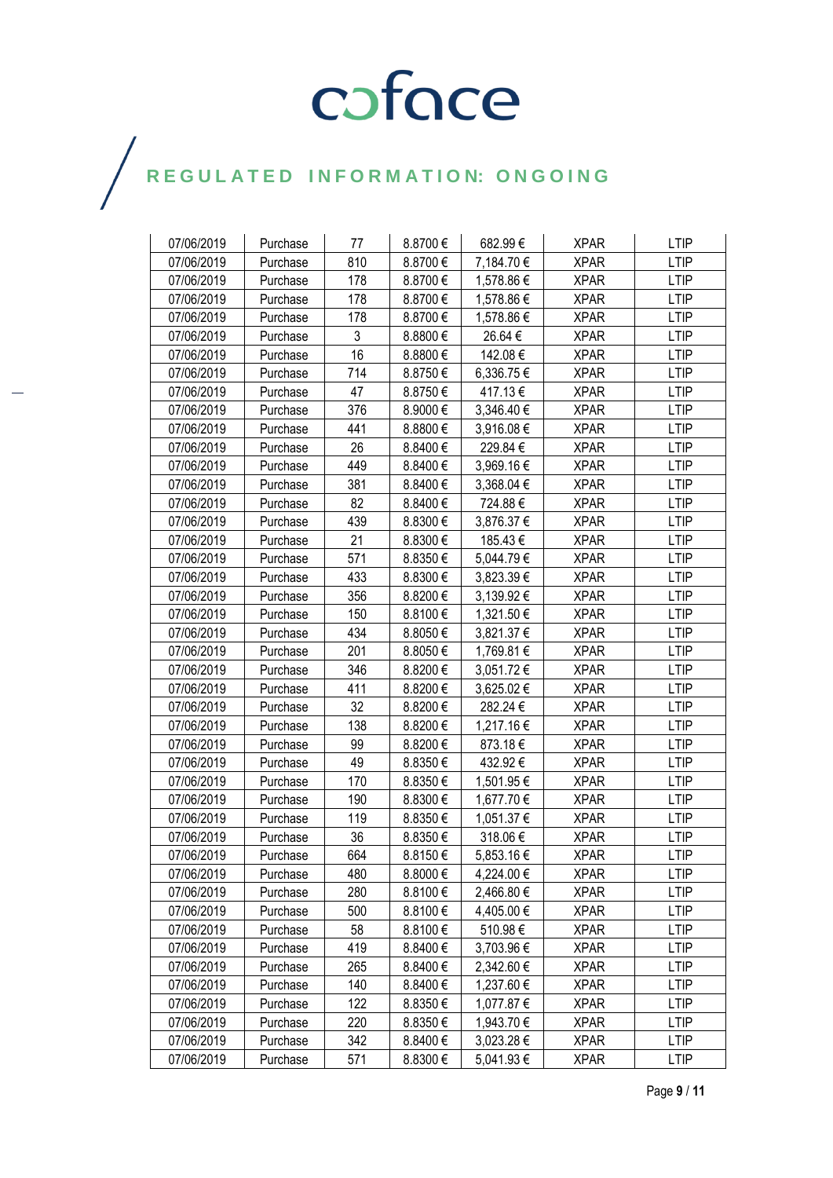| 07/06/2019 | Purchase | 77 | 8.8700 € | 682.99 € | XPAR | LTIP |
|---|---|---|---|---|---|---|
| 07/06/2019 | Purchase | 810 | 8.8700 € | 7,184.70 € | XPAR | LTIP |
| 07/06/2019 | Purchase | 178 | 8.8700 € | 1,578.86 € | XPAR | LTIP |
| 07/06/2019 | Purchase | 178 | 8.8700 € | 1,578.86 € | XPAR | LTIP |
| 07/06/2019 | Purchase | 178 | 8.8700 € | 1,578.86 € | XPAR | LTIP |
| 07/06/2019 | Purchase | 3 | 8.8800 € | 26.64 € | XPAR | LTIP |
| 07/06/2019 | Purchase | 16 | 8.8800 € | 142.08 € | XPAR | LTIP |
| 07/06/2019 | Purchase | 714 | 8.8750 € | 6,336.75 € | XPAR | LTIP |
| 07/06/2019 | Purchase | 47 | 8.8750 € | 417.13 € | XPAR | LTIP |
| 07/06/2019 | Purchase | 376 | 8.9000 € | 3,346.40 € | XPAR | LTIP |
| 07/06/2019 | Purchase | 441 | 8.8800 € | 3,916.08 € | XPAR | LTIP |
| 07/06/2019 | Purchase | 26 | 8.8400 € | 229.84 € | XPAR | LTIP |
| 07/06/2019 | Purchase | 449 | 8.8400 € | 3,969.16 € | XPAR | LTIP |
| 07/06/2019 | Purchase | 381 | 8.8400 € | 3,368.04 € | XPAR | LTIP |
| 07/06/2019 | Purchase | 82 | 8.8400 € | 724.88 € | XPAR | LTIP |
| 07/06/2019 | Purchase | 439 | 8.8300 € | 3,876.37 € | XPAR | LTIP |
| 07/06/2019 | Purchase | 21 | 8.8300 € | 185.43 € | XPAR | LTIP |
| 07/06/2019 | Purchase | 571 | 8.8350 € | 5,044.79 € | XPAR | LTIP |
| 07/06/2019 | Purchase | 433 | 8.8300 € | 3,823.39 € | XPAR | LTIP |
| 07/06/2019 | Purchase | 356 | 8.8200 € | 3,139.92 € | XPAR | LTIP |
| 07/06/2019 | Purchase | 150 | 8.8100 € | 1,321.50 € | XPAR | LTIP |
| 07/06/2019 | Purchase | 434 | 8.8050 € | 3,821.37 € | XPAR | LTIP |
| 07/06/2019 | Purchase | 201 | 8.8050 € | 1,769.81 € | XPAR | LTIP |
| 07/06/2019 | Purchase | 346 | 8.8200 € | 3,051.72 € | XPAR | LTIP |
| 07/06/2019 | Purchase | 411 | 8.8200 € | 3,625.02 € | XPAR | LTIP |
| 07/06/2019 | Purchase | 32 | 8.8200 € | 282.24 € | XPAR | LTIP |
| 07/06/2019 | Purchase | 138 | 8.8200 € | 1,217.16 € | XPAR | LTIP |
| 07/06/2019 | Purchase | 99 | 8.8200 € | 873.18 € | XPAR | LTIP |
| 07/06/2019 | Purchase | 49 | 8.8350 € | 432.92 € | XPAR | LTIP |
| 07/06/2019 | Purchase | 170 | 8.8350 € | 1,501.95 € | XPAR | LTIP |
| 07/06/2019 | Purchase | 190 | 8.8300 € | 1,677.70 € | XPAR | LTIP |
| 07/06/2019 | Purchase | 119 | 8.8350 € | 1,051.37 € | XPAR | LTIP |
| 07/06/2019 | Purchase | 36 | 8.8350 € | 318.06 € | XPAR | LTIP |
| 07/06/2019 | Purchase | 664 | 8.8150 € | 5,853.16 € | XPAR | LTIP |
| 07/06/2019 | Purchase | 480 | 8.8000 € | 4,224.00 € | XPAR | LTIP |
| 07/06/2019 | Purchase | 280 | 8.8100 € | 2,466.80 € | XPAR | LTIP |
| 07/06/2019 | Purchase | 500 | 8.8100 € | 4,405.00 € | XPAR | LTIP |
| 07/06/2019 | Purchase | 58 | 8.8100 € | 510.98 € | XPAR | LTIP |
| 07/06/2019 | Purchase | 419 | 8.8400 € | 3,703.96 € | XPAR | LTIP |
| 07/06/2019 | Purchase | 265 | 8.8400 € | 2,342.60 € | XPAR | LTIP |
| 07/06/2019 | Purchase | 140 | 8.8400 € | 1,237.60 € | XPAR | LTIP |
| 07/06/2019 | Purchase | 122 | 8.8350 € | 1,077.87 € | XPAR | LTIP |
| 07/06/2019 | Purchase | 220 | 8.8350 € | 1,943.70 € | XPAR | LTIP |
| 07/06/2019 | Purchase | 342 | 8.8400 € | 3,023.28 € | XPAR | LTIP |
| 07/06/2019 | Purchase | 571 | 8.8300 € | 5,041.93 € | XPAR | LTIP |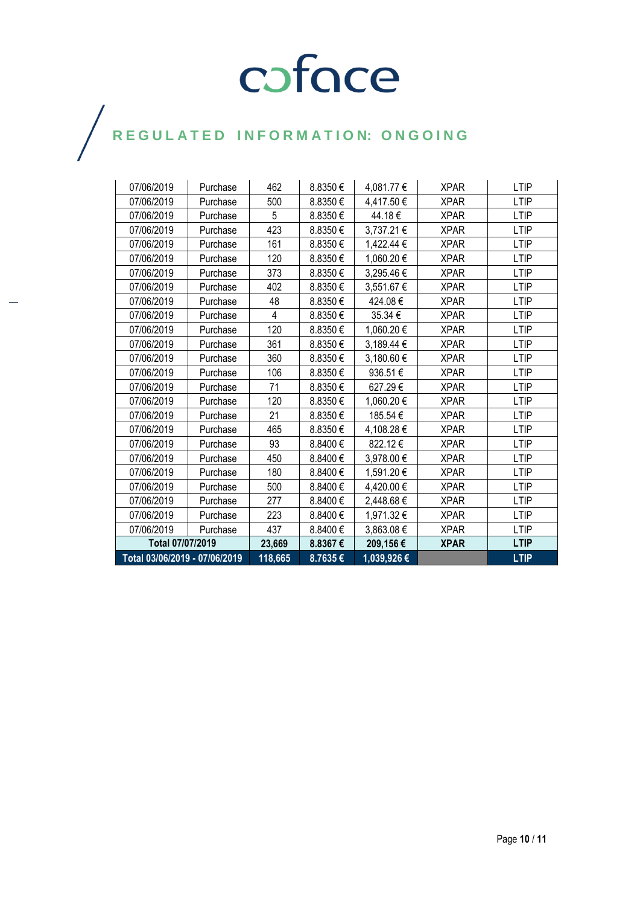# coface

## REGULATED INFORMATION: ONGOING

| | | | | | | |
|---|---|---|---|---|---|---|
| 07/06/2019 | Purchase | 462 | 8.8350 € | 4,081.77 € | XPAR | LTIP |
| 07/06/2019 | Purchase | 500 | 8.8350 € | 4,417.50 € | XPAR | LTIP |
| 07/06/2019 | Purchase | 5 | 8.8350 € | 44.18 € | XPAR | LTIP |
| 07/06/2019 | Purchase | 423 | 8.8350 € | 3,737.21 € | XPAR | LTIP |
| 07/06/2019 | Purchase | 161 | 8.8350 € | 1,422.44 € | XPAR | LTIP |
| 07/06/2019 | Purchase | 120 | 8.8350 € | 1,060.20 € | XPAR | LTIP |
| 07/06/2019 | Purchase | 373 | 8.8350 € | 3,295.46 € | XPAR | LTIP |
| 07/06/2019 | Purchase | 402 | 8.8350 € | 3,551.67 € | XPAR | LTIP |
| 07/06/2019 | Purchase | 48 | 8.8350 € | 424.08 € | XPAR | LTIP |
| 07/06/2019 | Purchase | 4 | 8.8350 € | 35.34 € | XPAR | LTIP |
| 07/06/2019 | Purchase | 120 | 8.8350 € | 1,060.20 € | XPAR | LTIP |
| 07/06/2019 | Purchase | 361 | 8.8350 € | 3,189.44 € | XPAR | LTIP |
| 07/06/2019 | Purchase | 360 | 8.8350 € | 3,180.60 € | XPAR | LTIP |
| 07/06/2019 | Purchase | 106 | 8.8350 € | 936.51 € | XPAR | LTIP |
| 07/06/2019 | Purchase | 71 | 8.8350 € | 627.29 € | XPAR | LTIP |
| 07/06/2019 | Purchase | 120 | 8.8350 € | 1,060.20 € | XPAR | LTIP |
| 07/06/2019 | Purchase | 21 | 8.8350 € | 185.54 € | XPAR | LTIP |
| 07/06/2019 | Purchase | 465 | 8.8350 € | 4,108.28 € | XPAR | LTIP |
| 07/06/2019 | Purchase | 93 | 8.8400 € | 822.12 € | XPAR | LTIP |
| 07/06/2019 | Purchase | 450 | 8.8400 € | 3,978.00 € | XPAR | LTIP |
| 07/06/2019 | Purchase | 180 | 8.8400 € | 1,591.20 € | XPAR | LTIP |
| 07/06/2019 | Purchase | 500 | 8.8400 € | 4,420.00 € | XPAR | LTIP |
| 07/06/2019 | Purchase | 277 | 8.8400 € | 2,448.68 € | XPAR | LTIP |
| 07/06/2019 | Purchase | 223 | 8.8400 € | 1,971.32 € | XPAR | LTIP |
| 07/06/2019 | Purchase | 437 | 8.8400 € | 3,863.08 € | XPAR | LTIP |
| **Total 07/07/2019** | | **23,669** | **8.8367 €** | **209,156 €** | **XPAR** | **LTIP** |
| **Total 03/06/2019 - 07/06/2019** | | **118,665** | **8.7635 €** | **1,039,926 €** | | **LTIP** |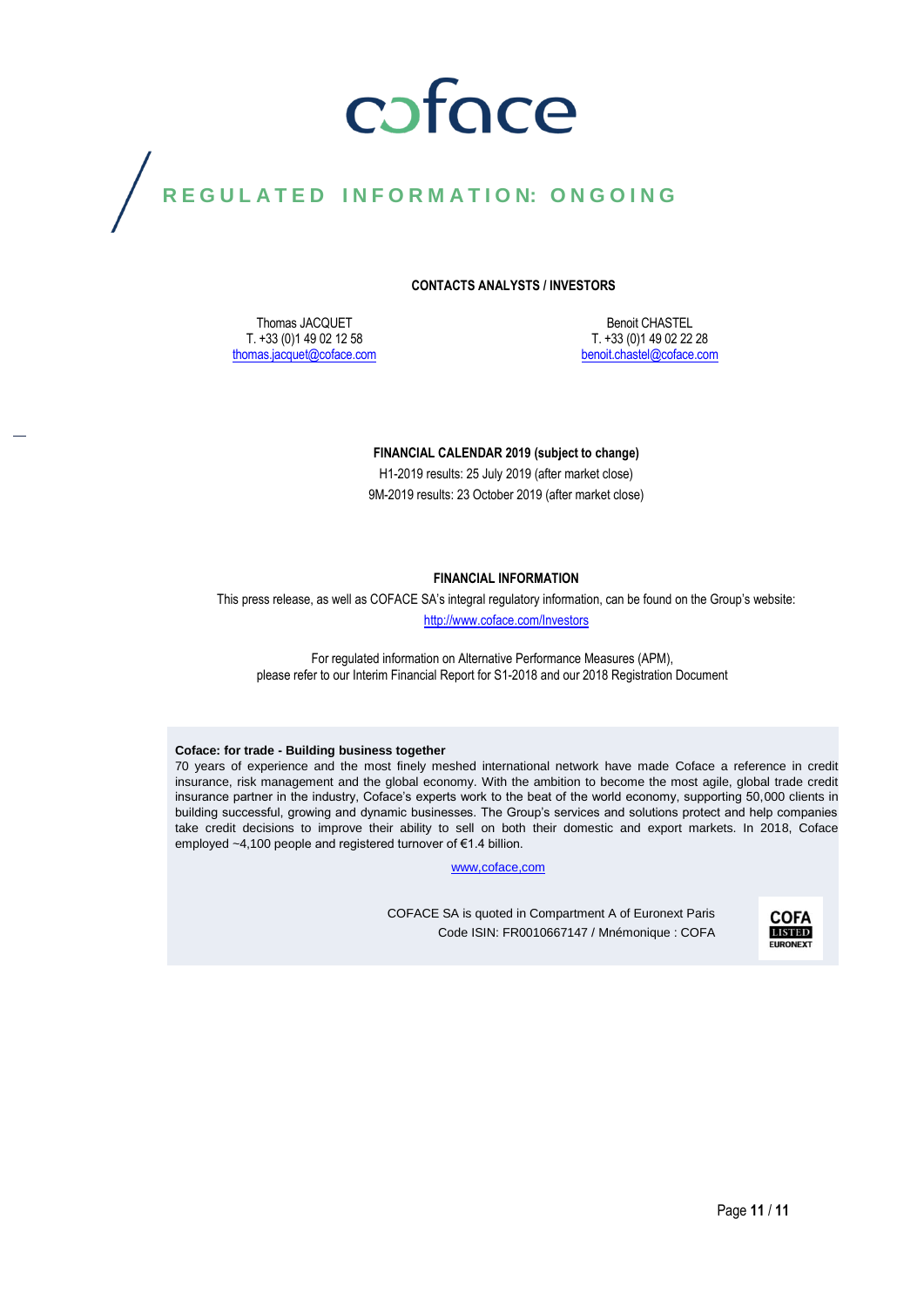coface

# REGULATED INFORMATION: ONGOING

**CONTACTS ANALYSTS / INVESTORS**

Thomas JACQUET
T. +33 (0)1 49 02 12 58
thomas.jacquet@coface.com

Benoit CHASTEL
T. +33 (0)1 49 02 22 28
benoit.chastel@coface.com

**FINANCIAL CALENDAR 2019 (subject to change)**

H1-2019 results: 25 July 2019 (after market close)
9M-2019 results: 23 October 2019 (after market close)

**FINANCIAL INFORMATION**

This press release, as well as COFACE SA's integral regulatory information, can be found on the Group's website: http://www.coface.com/Investors

For regulated information on Alternative Performance Measures (APM), please refer to our Interim Financial Report for S1-2018 and our 2018 Registration Document

**Coface: for trade - Building business together**

70 years of experience and the most finely meshed international network have made Coface a reference in credit insurance, risk management and the global economy. With the ambition to become the most agile, global trade credit insurance partner in the industry, Coface's experts work to the beat of the world economy, supporting 50,000 clients in building successful, growing and dynamic businesses. The Group's services and solutions protect and help companies take credit decisions to improve their ability to sell on both their domestic and export markets. In 2018, Coface employed ~4,100 people and registered turnover of €1.4 billion.

www,coface,com

COFACE SA is quoted in Compartment A of Euronext Paris
Code ISIN: FR0010667147 / Mnémonique : COFA

COFA LISTED EURONEXT